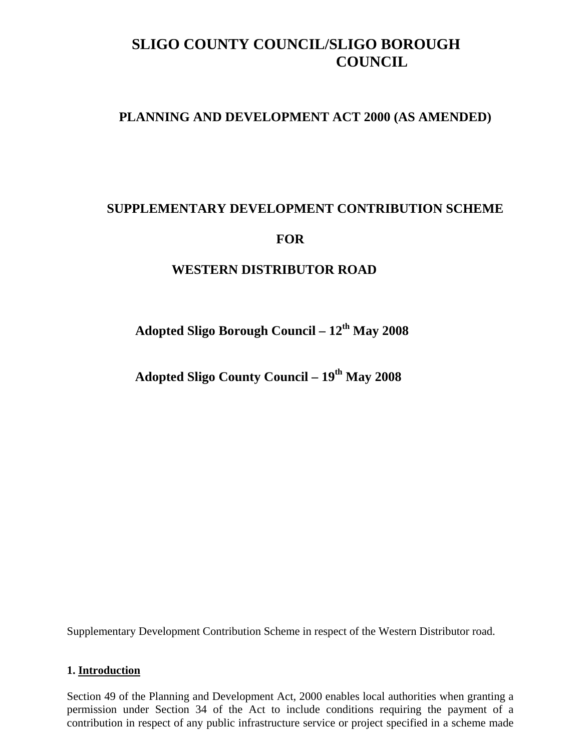# SLIGO COUNTY COUNCIL/SLIGO BOROUGH COUNCIL

## PLANNING AND DEVELOPMENT ACT 2000 (AS AMENDED)

## SUPPLEMENTARY DEVELOPMENT CONTRIBUTION SCHEME

## FOR

## WESTERN DISTRIBUTOR ROAD

**Adopted Sligo Borough Council – 12th May 2008**

**Adopted Sligo County Council – 19th May 2008**

Supplementary Development Contribution Scheme in respect of the Western Distributor road.

### 1. Introduction

Section 49 of the Planning and Development Act, 2000 enables local authorities when granting a permission under Section 34 of the Act to include conditions requiring the payment of a contribution in respect of any public infrastructure service or project specified in a scheme made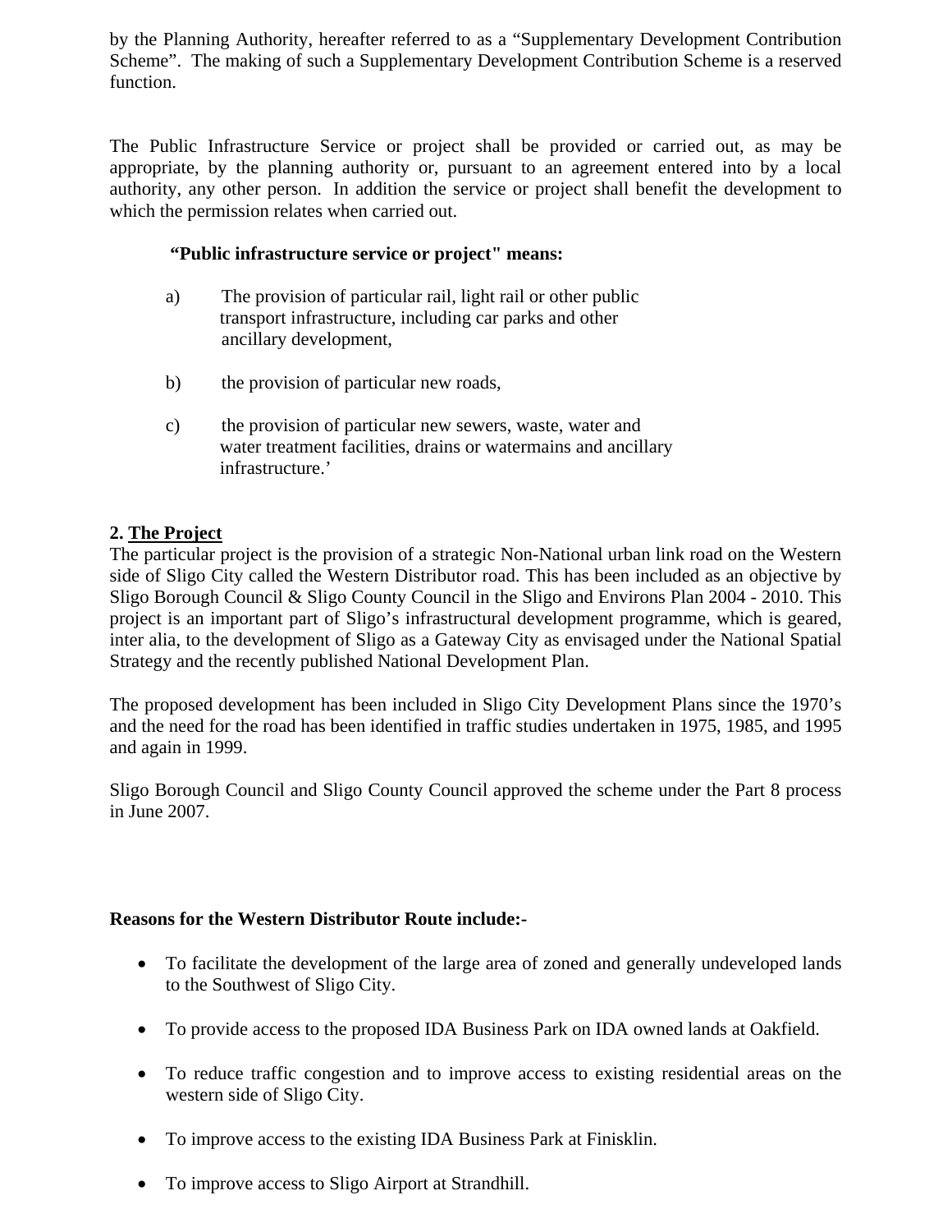by the Planning Authority, hereafter referred to as a "Supplementary Development Contribution Scheme". The making of such a Supplementary Development Contribution Scheme is a reserved function.

The Public Infrastructure Service or project shall be provided or carried out, as may be appropriate, by the planning authority or, pursuant to an agreement entered into by a local authority, any other person. In addition the service or project shall benefit the development to which the permission relates when carried out.

**"Public infrastructure service or project" means:**

a) The provision of particular rail, light rail or other public transport infrastructure, including car parks and other ancillary development,

b) the provision of particular new roads,

c) the provision of particular new sewers, waste, water and water treatment facilities, drains or watermains and ancillary infrastructure.'

## 2. The Project

The particular project is the provision of a strategic Non-National urban link road on the Western side of Sligo City called the Western Distributor road. This has been included as an objective by Sligo Borough Council & Sligo County Council in the Sligo and Environs Plan 2004 - 2010. This project is an important part of Sligo's infrastructural development programme, which is geared, inter alia, to the development of Sligo as a Gateway City as envisaged under the National Spatial Strategy and the recently published National Development Plan.

The proposed development has been included in Sligo City Development Plans since the 1970's and the need for the road has been identified in traffic studies undertaken in 1975, 1985, and 1995 and again in 1999.

Sligo Borough Council and Sligo County Council approved the scheme under the Part 8 process in June 2007.

**Reasons for the Western Distributor Route include:-**

- To facilitate the development of the large area of zoned and generally undeveloped lands to the Southwest of Sligo City.
- To provide access to the proposed IDA Business Park on IDA owned lands at Oakfield.
- To reduce traffic congestion and to improve access to existing residential areas on the western side of Sligo City.
- To improve access to the existing IDA Business Park at Finisklin.
- To improve access to Sligo Airport at Strandhill.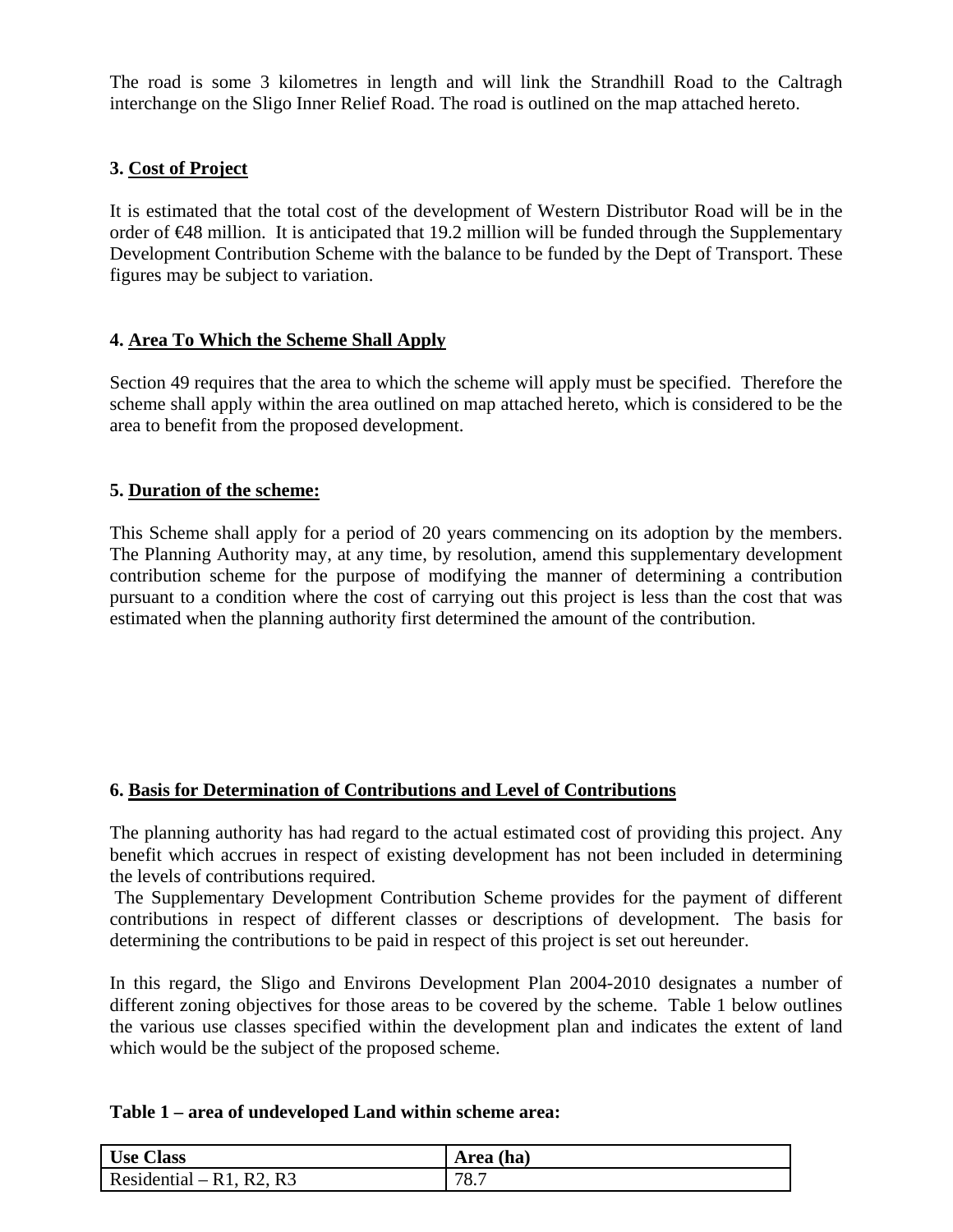The road is some 3 kilometres in length and will link the Strandhill Road to the Caltragh interchange on the Sligo Inner Relief Road. The road is outlined on the map attached hereto.

### 3. Cost of Project

It is estimated that the total cost of the development of Western Distributor Road will be in the order of €48 million. It is anticipated that 19.2 million will be funded through the Supplementary Development Contribution Scheme with the balance to be funded by the Dept of Transport. These figures may be subject to variation.

### 4. Area To Which the Scheme Shall Apply

Section 49 requires that the area to which the scheme will apply must be specified. Therefore the scheme shall apply within the area outlined on map attached hereto, which is considered to be the area to benefit from the proposed development.

### 5. Duration of the scheme:

This Scheme shall apply for a period of 20 years commencing on its adoption by the members. The Planning Authority may, at any time, by resolution, amend this supplementary development contribution scheme for the purpose of modifying the manner of determining a contribution pursuant to a condition where the cost of carrying out this project is less than the cost that was estimated when the planning authority first determined the amount of the contribution.

### 6. Basis for Determination of Contributions and Level of Contributions

The planning authority has had regard to the actual estimated cost of providing this project. Any benefit which accrues in respect of existing development has not been included in determining the levels of contributions required.

The Supplementary Development Contribution Scheme provides for the payment of different contributions in respect of different classes or descriptions of development. The basis for determining the contributions to be paid in respect of this project is set out hereunder.

In this regard, the Sligo and Environs Development Plan 2004-2010 designates a number of different zoning objectives for those areas to be covered by the scheme. Table 1 below outlines the various use classes specified within the development plan and indicates the extent of land which would be the subject of the proposed scheme.

**Table 1 – area of undeveloped Land within scheme area:**

| Use Class | Area (ha) |
|---|---|
| Residential – R1, R2, R3 | 78.7 |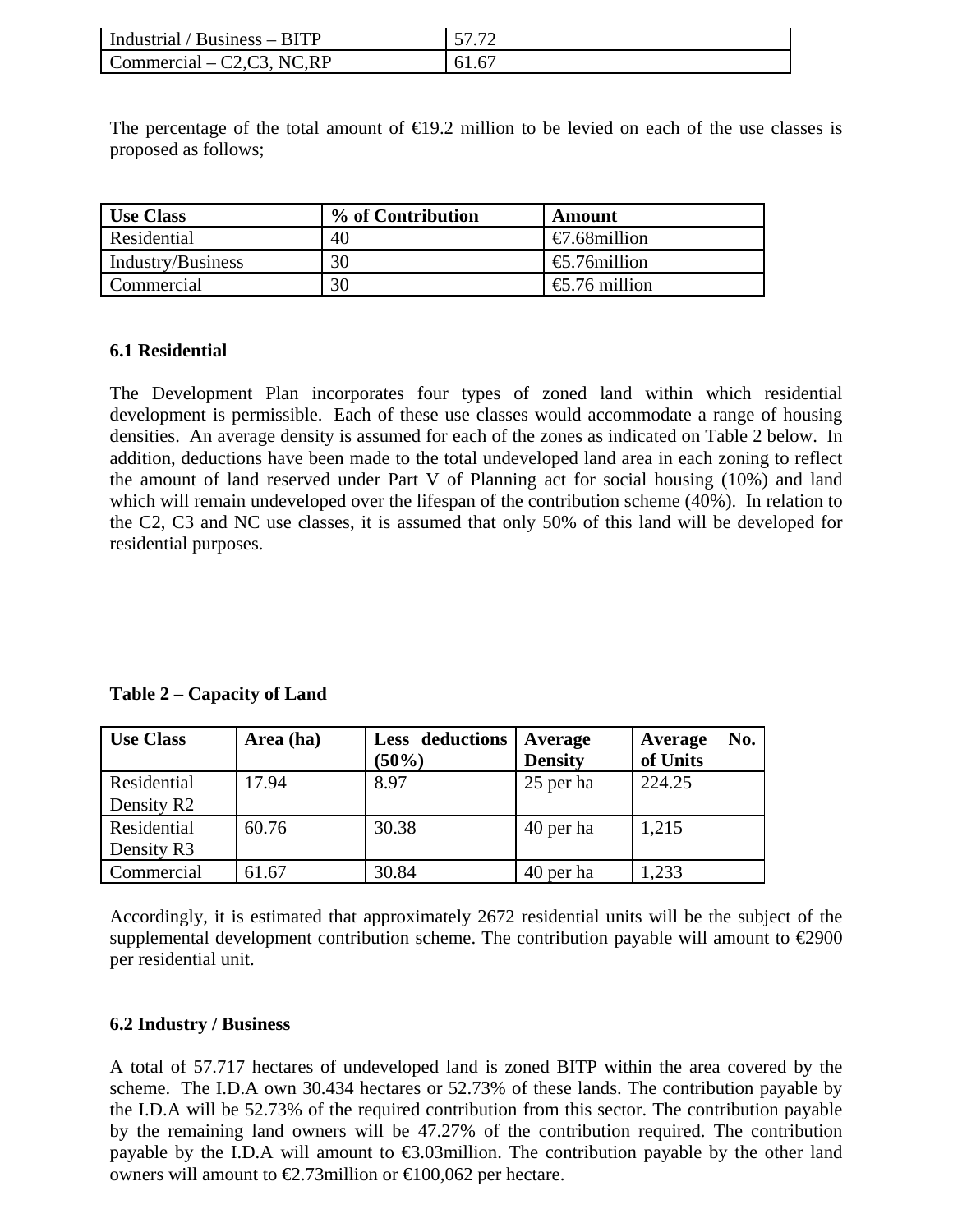| Industrial / Business – BITP | 57.72 |
|---|---|
| Commercial – C2,C3, NC,RP | 61.67 |

The percentage of the total amount of €19.2 million to be levied on each of the use classes is proposed as follows;

| Use Class | % of Contribution | Amount |
|---|---|---|
| Residential | 40 | €7.68million |
| Industry/Business | 30 | €5.76million |
| Commercial | 30 | €5.76 million |

### 6.1 Residential

The Development Plan incorporates four types of zoned land within which residential development is permissible. Each of these use classes would accommodate a range of housing densities. An average density is assumed for each of the zones as indicated on Table 2 below. In addition, deductions have been made to the total undeveloped land area in each zoning to reflect the amount of land reserved under Part V of Planning act for social housing (10%) and land which will remain undeveloped over the lifespan of the contribution scheme (40%). In relation to the C2, C3 and NC use classes, it is assumed that only 50% of this land will be developed for residential purposes.

**Table 2 – Capacity of Land**

| Use Class | Area (ha) | Less deductions (50%) | Average Density | Average No. of Units |
|---|---|---|---|---|
| Residential Density R2 | 17.94 | 8.97 | 25 per ha | 224.25 |
| Residential Density R3 | 60.76 | 30.38 | 40 per ha | 1,215 |
| Commercial | 61.67 | 30.84 | 40 per ha | 1,233 |

Accordingly, it is estimated that approximately 2672 residential units will be the subject of the supplemental development contribution scheme. The contribution payable will amount to €2900 per residential unit.

### 6.2 Industry / Business

A total of 57.717 hectares of undeveloped land is zoned BITP within the area covered by the scheme. The I.D.A own 30.434 hectares or 52.73% of these lands. The contribution payable by the I.D.A will be 52.73% of the required contribution from this sector. The contribution payable by the remaining land owners will be 47.27% of the contribution required. The contribution payable by the I.D.A will amount to €3.03million. The contribution payable by the other land owners will amount to €2.73million or €100,062 per hectare.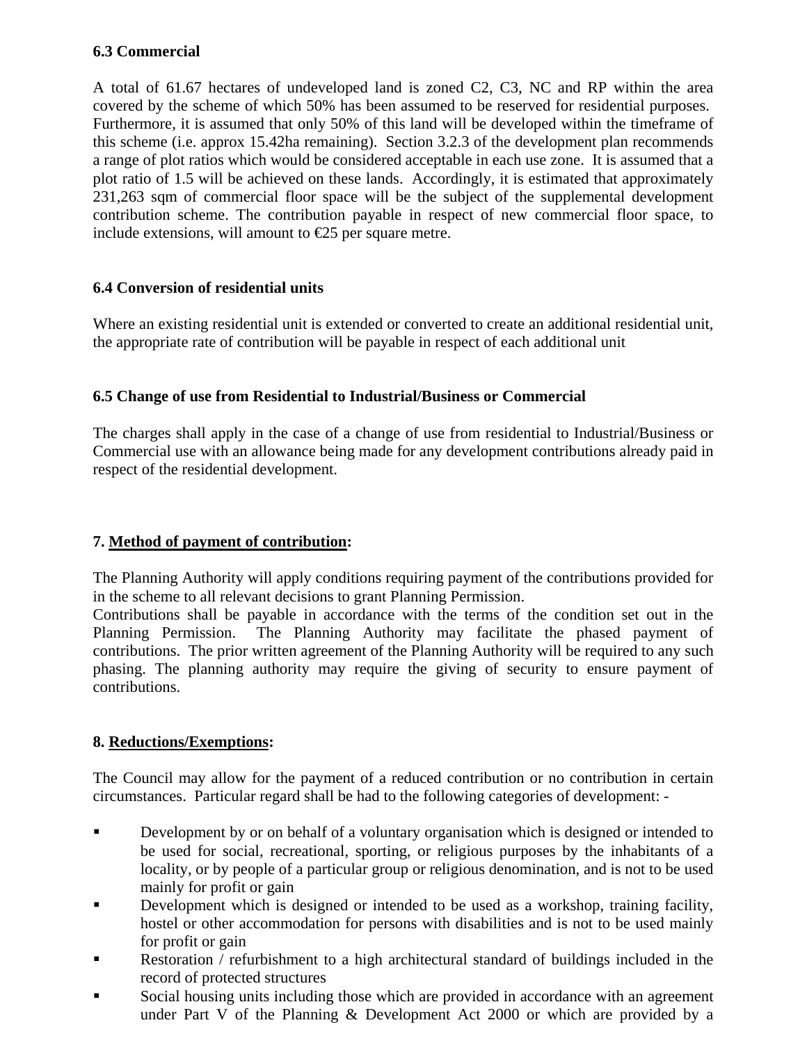### 6.3 Commercial

A total of 61.67 hectares of undeveloped land is zoned C2, C3, NC and RP within the area covered by the scheme of which 50% has been assumed to be reserved for residential purposes. Furthermore, it is assumed that only 50% of this land will be developed within the timeframe of this scheme (i.e. approx 15.42ha remaining). Section 3.2.3 of the development plan recommends a range of plot ratios which would be considered acceptable in each use zone. It is assumed that a plot ratio of 1.5 will be achieved on these lands. Accordingly, it is estimated that approximately 231,263 sqm of commercial floor space will be the subject of the supplemental development contribution scheme. The contribution payable in respect of new commercial floor space, to include extensions, will amount to €25 per square metre.

### 6.4 Conversion of residential units

Where an existing residential unit is extended or converted to create an additional residential unit, the appropriate rate of contribution will be payable in respect of each additional unit

### 6.5 Change of use from Residential to Industrial/Business or Commercial

The charges shall apply in the case of a change of use from residential to Industrial/Business or Commercial use with an allowance being made for any development contributions already paid in respect of the residential development.

## 7. <u>Method of payment of contribution</u>:

The Planning Authority will apply conditions requiring payment of the contributions provided for in the scheme to all relevant decisions to grant Planning Permission.
Contributions shall be payable in accordance with the terms of the condition set out in the Planning Permission. The Planning Authority may facilitate the phased payment of contributions. The prior written agreement of the Planning Authority will be required to any such phasing. The planning authority may require the giving of security to ensure payment of contributions.

## 8. <u>Reductions/Exemptions</u>:

The Council may allow for the payment of a reduced contribution or no contribution in certain circumstances. Particular regard shall be had to the following categories of development: -

- Development by or on behalf of a voluntary organisation which is designed or intended to be used for social, recreational, sporting, or religious purposes by the inhabitants of a locality, or by people of a particular group or religious denomination, and is not to be used mainly for profit or gain
- Development which is designed or intended to be used as a workshop, training facility, hostel or other accommodation for persons with disabilities and is not to be used mainly for profit or gain
- Restoration / refurbishment to a high architectural standard of buildings included in the record of protected structures
- Social housing units including those which are provided in accordance with an agreement under Part V of the Planning & Development Act 2000 or which are provided by a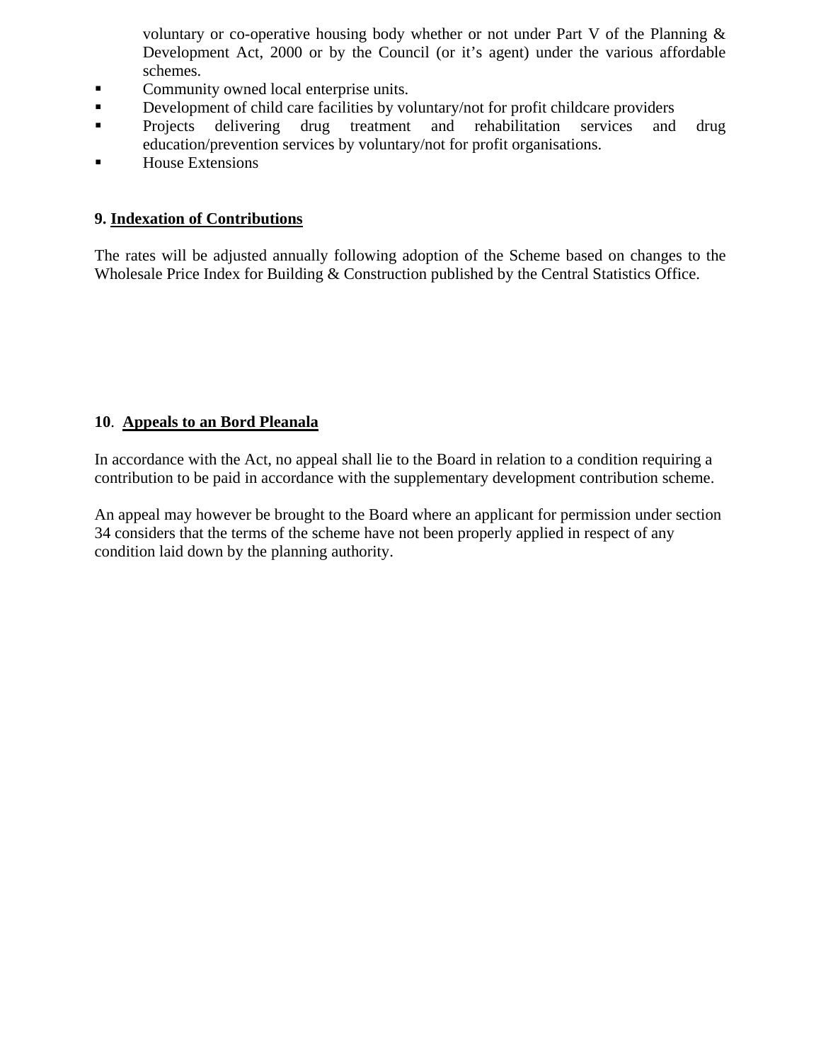voluntary or co-operative housing body whether or not under Part V of the Planning & Development Act, 2000 or by the Council (or it's agent) under the various affordable schemes.

- Community owned local enterprise units.
- Development of child care facilities by voluntary/not for profit childcare providers
- Projects delivering drug treatment and rehabilitation services and drug education/prevention services by voluntary/not for profit organisations.
- House Extensions

## 9. Indexation of Contributions

The rates will be adjusted annually following adoption of the Scheme based on changes to the Wholesale Price Index for Building & Construction published by the Central Statistics Office.

## 10. Appeals to an Bord Pleanala

In accordance with the Act, no appeal shall lie to the Board in relation to a condition requiring a contribution to be paid in accordance with the supplementary development contribution scheme.

An appeal may however be brought to the Board where an applicant for permission under section 34 considers that the terms of the scheme have not been properly applied in respect of any condition laid down by the planning authority.